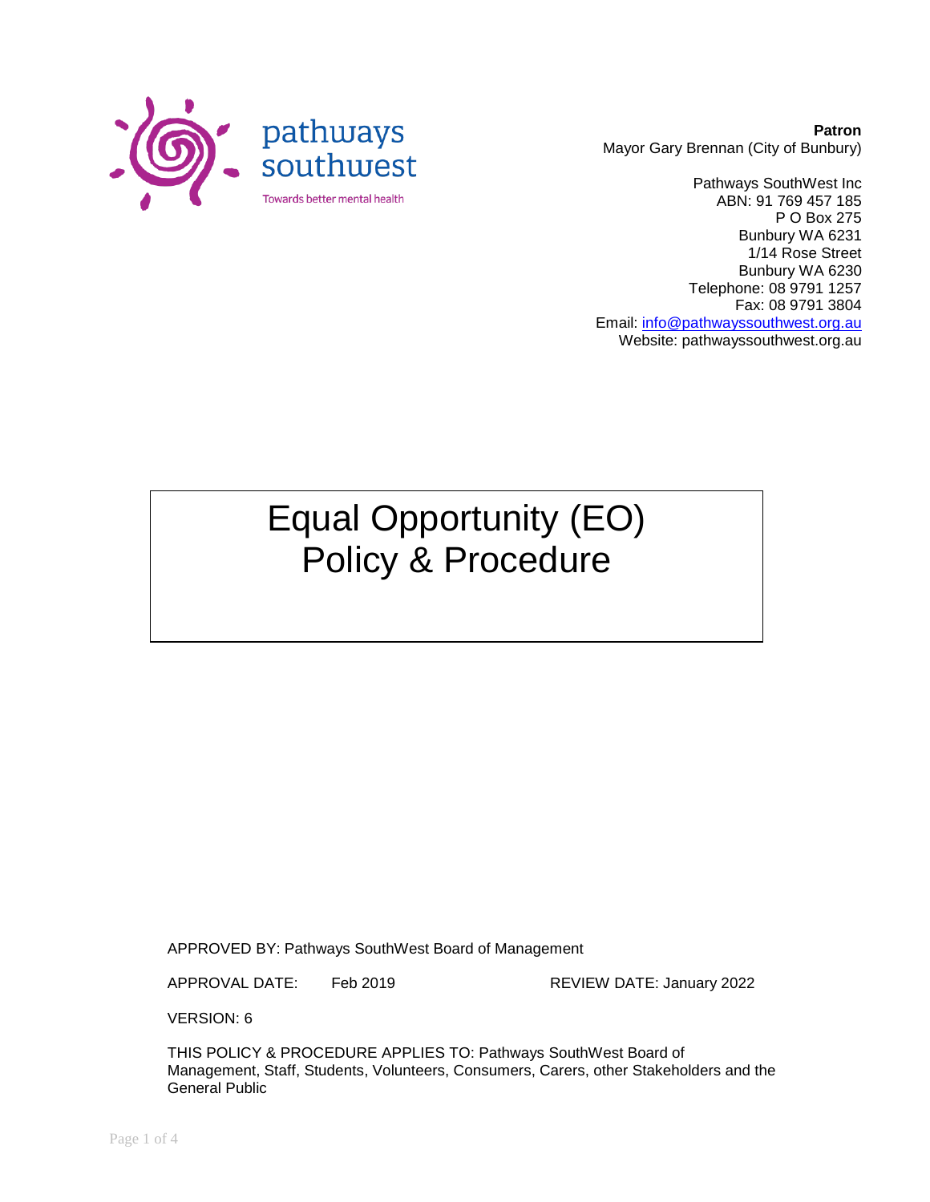pathways southwest

Towards better mental health

**Patron**
Mayor Gary Brennan (City of Bunbury)

Pathways SouthWest Inc
ABN: 91 769 457 185
P O Box 275
Bunbury WA 6231
1/14 Rose Street
Bunbury WA 6230
Telephone: 08 9791 1257
Fax: 08 9791 3804
Email: info@pathwayssouthwest.org.au
Website: pathwayssouthwest.org.au

# Equal Opportunity (EO) Policy & Procedure

APPROVED BY: Pathways SouthWest Board of Management

APPROVAL DATE: Feb 2019 REVIEW DATE: January 2022

VERSION: 6

THIS POLICY & PROCEDURE APPLIES TO: Pathways SouthWest Board of Management, Staff, Students, Volunteers, Consumers, Carers, other Stakeholders and the General Public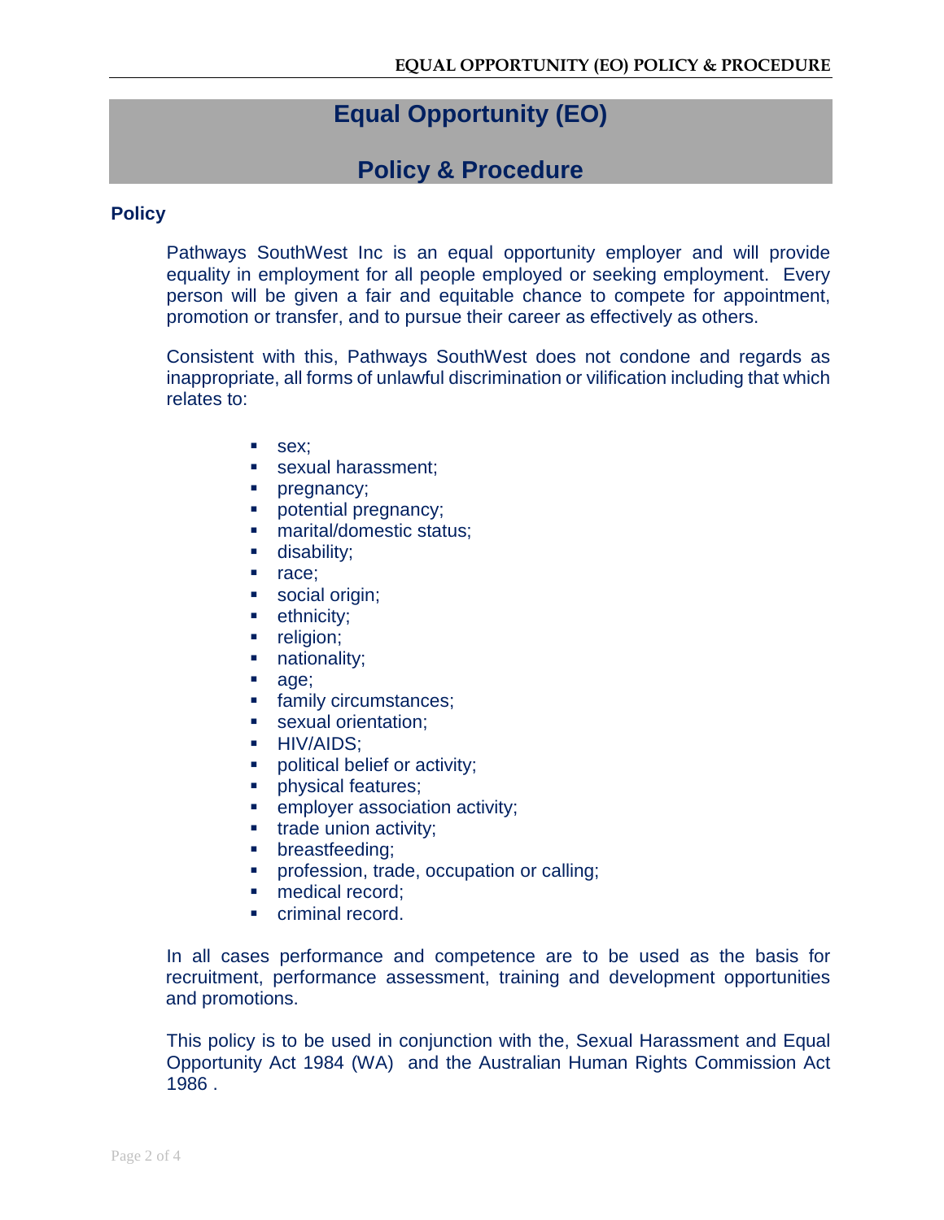# Equal Opportunity (EO)

# Policy & Procedure

## Policy

Pathways SouthWest Inc is an equal opportunity employer and will provide equality in employment for all people employed or seeking employment. Every person will be given a fair and equitable chance to compete for appointment, promotion or transfer, and to pursue their career as effectively as others.

Consistent with this, Pathways SouthWest does not condone and regards as inappropriate, all forms of unlawful discrimination or vilification including that which relates to:

- sex;
- sexual harassment;
- pregnancy;
- potential pregnancy;
- marital/domestic status;
- disability;
- race;
- social origin;
- ethnicity;
- religion;
- nationality;
- age;
- family circumstances;
- sexual orientation;
- HIV/AIDS;
- political belief or activity;
- physical features;
- employer association activity;
- trade union activity;
- breastfeeding;
- profession, trade, occupation or calling;
- medical record;
- criminal record.

In all cases performance and competence are to be used as the basis for recruitment, performance assessment, training and development opportunities and promotions.

This policy is to be used in conjunction with the, Sexual Harassment and Equal Opportunity Act 1984 (WA) and the Australian Human Rights Commission Act 1986 .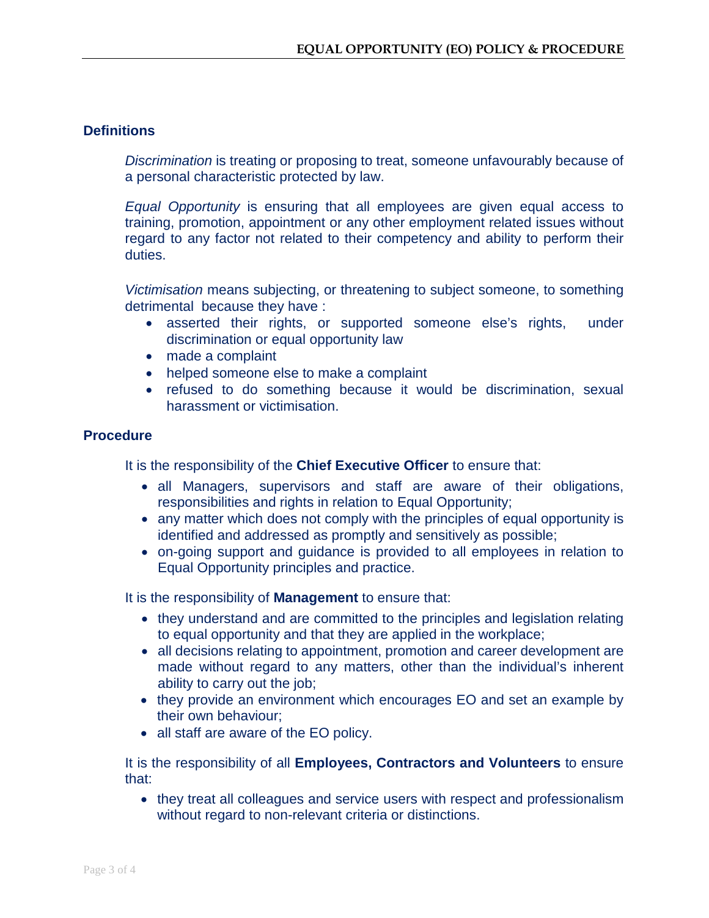## Definitions

*Discrimination* is treating or proposing to treat, someone unfavourably because of a personal characteristic protected by law.

*Equal Opportunity* is ensuring that all employees are given equal access to training, promotion, appointment or any other employment related issues without regard to any factor not related to their competency and ability to perform their duties.

*Victimisation* means subjecting, or threatening to subject someone, to something detrimental because they have :

- asserted their rights, or supported someone else's rights, under discrimination or equal opportunity law
- made a complaint
- helped someone else to make a complaint
- refused to do something because it would be discrimination, sexual harassment or victimisation.

## Procedure

It is the responsibility of the **Chief Executive Officer** to ensure that:

- all Managers, supervisors and staff are aware of their obligations, responsibilities and rights in relation to Equal Opportunity;
- any matter which does not comply with the principles of equal opportunity is identified and addressed as promptly and sensitively as possible;
- on-going support and guidance is provided to all employees in relation to Equal Opportunity principles and practice.

It is the responsibility of **Management** to ensure that:

- they understand and are committed to the principles and legislation relating to equal opportunity and that they are applied in the workplace;
- all decisions relating to appointment, promotion and career development are made without regard to any matters, other than the individual's inherent ability to carry out the job;
- they provide an environment which encourages EO and set an example by their own behaviour;
- all staff are aware of the EO policy.

It is the responsibility of all **Employees, Contractors and Volunteers** to ensure that:

- they treat all colleagues and service users with respect and professionalism without regard to non-relevant criteria or distinctions.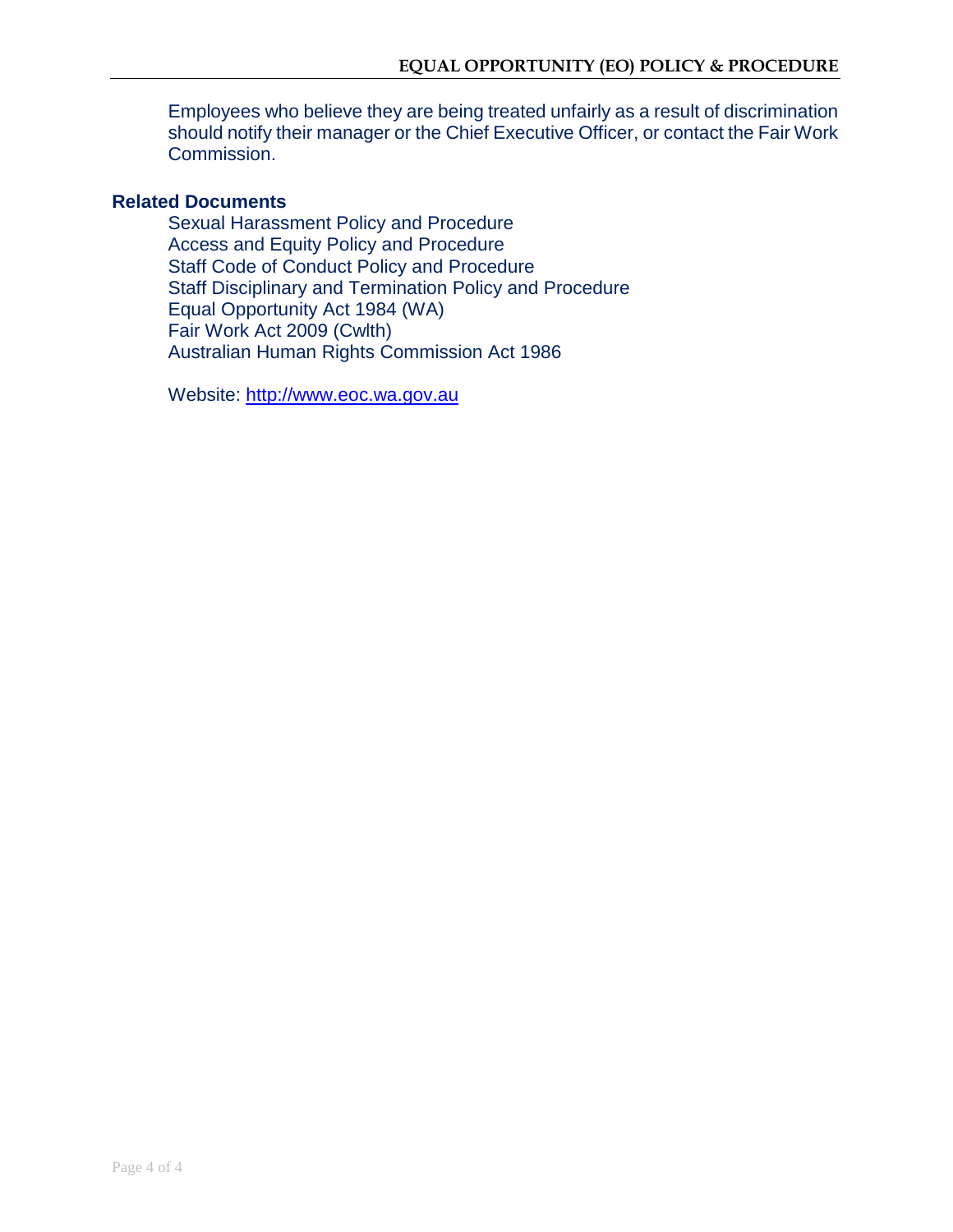Employees who believe they are being treated unfairly as a result of discrimination should notify their manager or the Chief Executive Officer, or contact the Fair Work Commission.

## Related Documents

Sexual Harassment Policy and Procedure
Access and Equity Policy and Procedure
Staff Code of Conduct Policy and Procedure
Staff Disciplinary and Termination Policy and Procedure
Equal Opportunity Act 1984 (WA)
Fair Work Act 2009 (Cwlth)
Australian Human Rights Commission Act 1986

Website: http://www.eoc.wa.gov.au